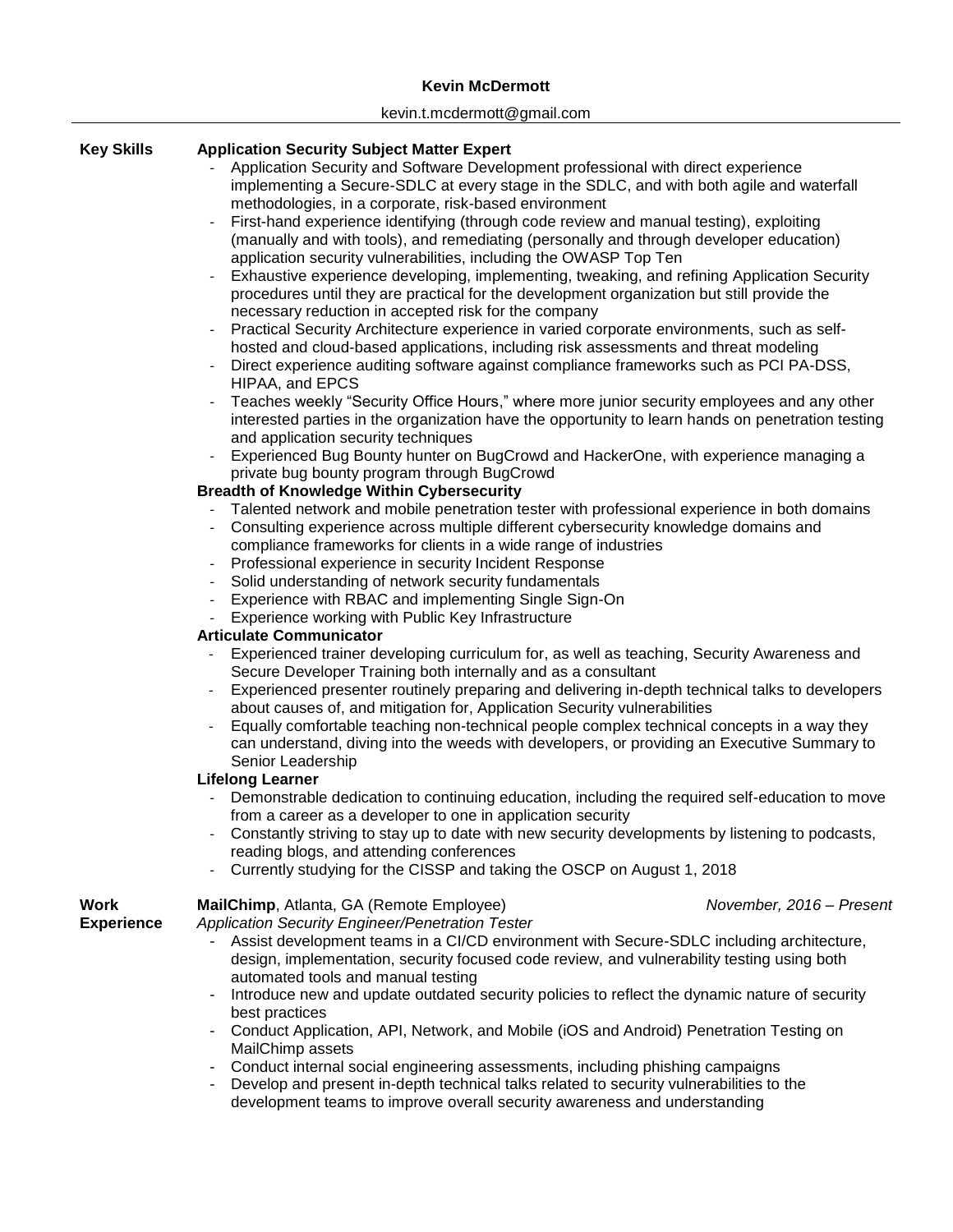# Kevin McDermott

kevin.t.mcdermott@gmail.com

---

## Key Skills

### Application Security Subject Matter Expert

- Application Security and Software Development professional with direct experience implementing a Secure-SDLC at every stage in the SDLC, and with both agile and waterfall methodologies, in a corporate, risk-based environment
- First-hand experience identifying (through code review and manual testing), exploiting (manually and with tools), and remediating (personally and through developer education) application security vulnerabilities, including the OWASP Top Ten
- Exhaustive experience developing, implementing, tweaking, and refining Application Security procedures until they are practical for the development organization but still provide the necessary reduction in accepted risk for the company
- Practical Security Architecture experience in varied corporate environments, such as self-hosted and cloud-based applications, including risk assessments and threat modeling
- Direct experience auditing software against compliance frameworks such as PCI PA-DSS, HIPAA, and EPCS
- Teaches weekly “Security Office Hours,” where more junior security employees and any other interested parties in the organization have the opportunity to learn hands on penetration testing and application security techniques
- Experienced Bug Bounty hunter on BugCrowd and HackerOne, with experience managing a private bug bounty program through BugCrowd

### Breadth of Knowledge Within Cybersecurity

- Talented network and mobile penetration tester with professional experience in both domains
- Consulting experience across multiple different cybersecurity knowledge domains and compliance frameworks for clients in a wide range of industries
- Professional experience in security Incident Response
- Solid understanding of network security fundamentals
- Experience with RBAC and implementing Single Sign-On
- Experience working with Public Key Infrastructure

### Articulate Communicator

- Experienced trainer developing curriculum for, as well as teaching, Security Awareness and Secure Developer Training both internally and as a consultant
- Experienced presenter routinely preparing and delivering in-depth technical talks to developers about causes of, and mitigation for, Application Security vulnerabilities
- Equally comfortable teaching non-technical people complex technical concepts in a way they can understand, diving into the weeds with developers, or providing an Executive Summary to Senior Leadership

### Lifelong Learner

- Demonstrable dedication to continuing education, including the required self-education to move from a career as a developer to one in application security
- Constantly striving to stay up to date with new security developments by listening to podcasts, reading blogs, and attending conferences
- Currently studying for the CISSP and taking the OSCP on August 1, 2018

## Work Experience

**MailChimp**, Atlanta, GA (Remote Employee) — *November, 2016 – Present*

*Application Security Engineer/Penetration Tester*

- Assist development teams in a CI/CD environment with Secure-SDLC including architecture, design, implementation, security focused code review, and vulnerability testing using both automated tools and manual testing
- Introduce new and update outdated security policies to reflect the dynamic nature of security best practices
- Conduct Application, API, Network, and Mobile (iOS and Android) Penetration Testing on MailChimp assets
- Conduct internal social engineering assessments, including phishing campaigns
- Develop and present in-depth technical talks related to security vulnerabilities to the development teams to improve overall security awareness and understanding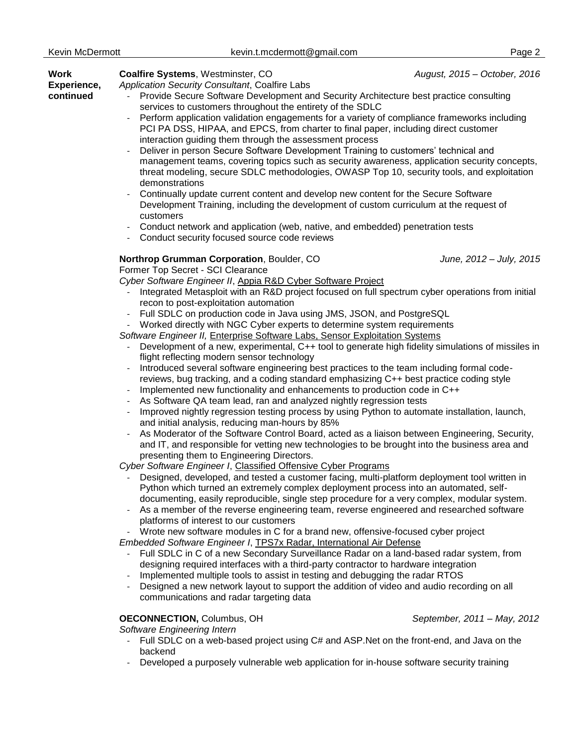**Work Experience, continued**

**Coalfire Systems**, Westminster, CO — *August, 2015 – October, 2016*

*Application Security Consultant*, Coalfire Labs

- Provide Secure Software Development and Security Architecture best practice consulting services to customers throughout the entirety of the SDLC
- Perform application validation engagements for a variety of compliance frameworks including PCI PA DSS, HIPAA, and EPCS, from charter to final paper, including direct customer interaction guiding them through the assessment process
- Deliver in person Secure Software Development Training to customers' technical and management teams, covering topics such as security awareness, application security concepts, threat modeling, secure SDLC methodologies, OWASP Top 10, security tools, and exploitation demonstrations
- Continually update current content and develop new content for the Secure Software Development Training, including the development of custom curriculum at the request of customers
- Conduct network and application (web, native, and embedded) penetration tests
- Conduct security focused source code reviews

**Northrop Grumman Corporation**, Boulder, CO — *June, 2012 – July, 2015*

Former Top Secret - SCI Clearance

*Cyber Software Engineer II*, Appia R&D Cyber Software Project

- Integrated Metasploit with an R&D project focused on full spectrum cyber operations from initial recon to post-exploitation automation
- Full SDLC on production code in Java using JMS, JSON, and PostgreSQL
- Worked directly with NGC Cyber experts to determine system requirements

*Software Engineer II,* Enterprise Software Labs, Sensor Exploitation Systems

- Development of a new, experimental, C++ tool to generate high fidelity simulations of missiles in flight reflecting modern sensor technology
- Introduced several software engineering best practices to the team including formal code-reviews, bug tracking, and a coding standard emphasizing C++ best practice coding style
- Implemented new functionality and enhancements to production code in C++
- As Software QA team lead, ran and analyzed nightly regression tests
- Improved nightly regression testing process by using Python to automate installation, launch, and initial analysis, reducing man-hours by 85%
- As Moderator of the Software Control Board, acted as a liaison between Engineering, Security, and IT, and responsible for vetting new technologies to be brought into the business area and presenting them to Engineering Directors.

*Cyber Software Engineer I*, Classified Offensive Cyber Programs

- Designed, developed, and tested a customer facing, multi-platform deployment tool written in Python which turned an extremely complex deployment process into an automated, self-documenting, easily reproducible, single step procedure for a very complex, modular system.
- As a member of the reverse engineering team, reverse engineered and researched software platforms of interest to our customers
- Wrote new software modules in C for a brand new, offensive-focused cyber project

*Embedded Software Engineer I*, TPS7x Radar, International Air Defense

- Full SDLC in C of a new Secondary Surveillance Radar on a land-based radar system, from designing required interfaces with a third-party contractor to hardware integration
- Implemented multiple tools to assist in testing and debugging the radar RTOS
- Designed a new network layout to support the addition of video and audio recording on all communications and radar targeting data

**OECONNECTION,** Columbus, OH — *September, 2011 – May, 2012*

*Software Engineering Intern*

- Full SDLC on a web-based project using C# and ASP.Net on the front-end, and Java on the backend
- Developed a purposely vulnerable web application for in-house software security training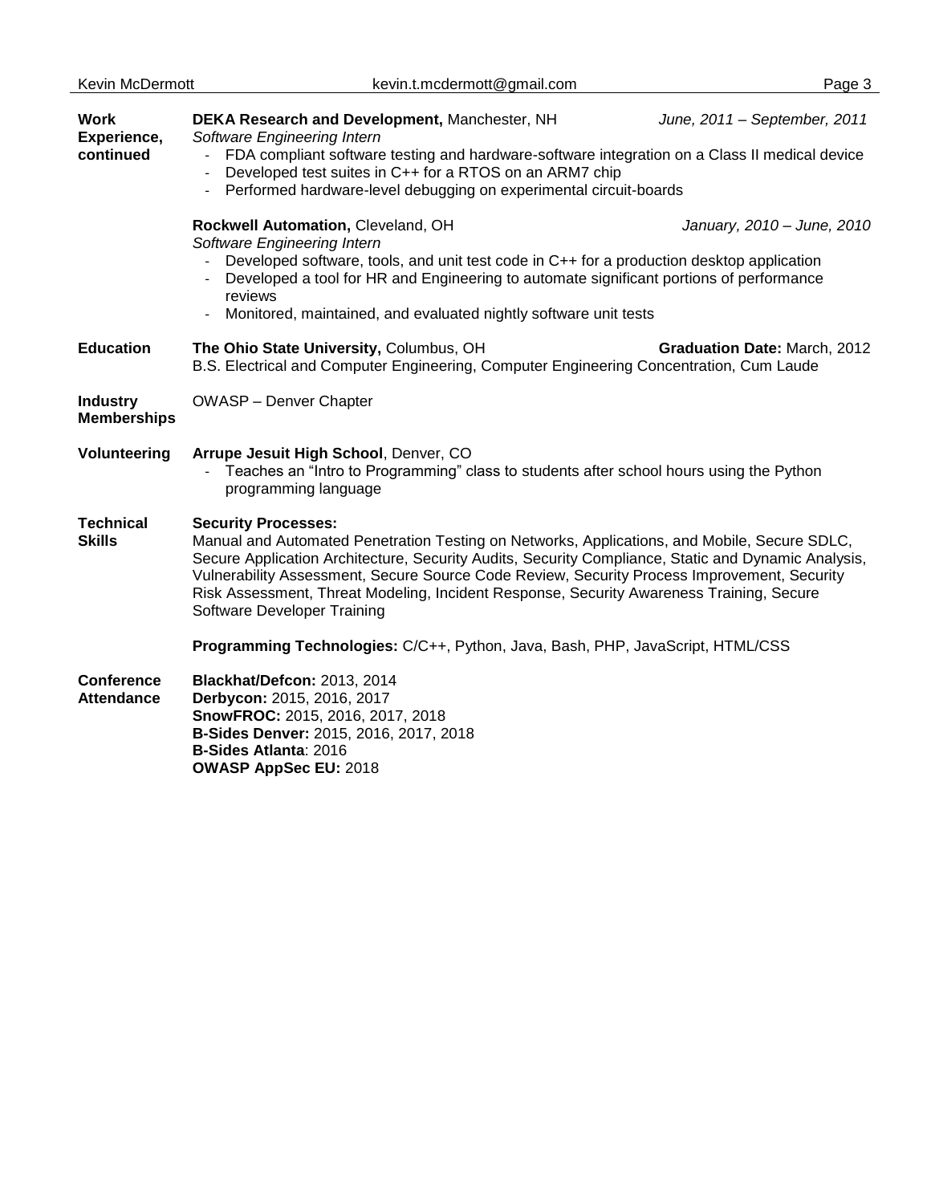## Work Experience, continued

**DEKA Research and Development,** Manchester, NH — *June, 2011 – September, 2011*
*Software Engineering Intern*
- FDA compliant software testing and hardware-software integration on a Class II medical device
- Developed test suites in C++ for a RTOS on an ARM7 chip
- Performed hardware-level debugging on experimental circuit-boards

**Rockwell Automation,** Cleveland, OH — *January, 2010 – June, 2010*
*Software Engineering Intern*
- Developed software, tools, and unit test code in C++ for a production desktop application
- Developed a tool for HR and Engineering to automate significant portions of performance reviews
- Monitored, maintained, and evaluated nightly software unit tests

## Education

**The Ohio State University,** Columbus, OH — **Graduation Date:** March, 2012
B.S. Electrical and Computer Engineering, Computer Engineering Concentration, Cum Laude

## Industry Memberships

OWASP – Denver Chapter

## Volunteering

**Arrupe Jesuit High School**, Denver, CO
- Teaches an "Intro to Programming" class to students after school hours using the Python programming language

## Technical Skills

**Security Processes:**
Manual and Automated Penetration Testing on Networks, Applications, and Mobile, Secure SDLC, Secure Application Architecture, Security Audits, Security Compliance, Static and Dynamic Analysis, Vulnerability Assessment, Secure Source Code Review, Security Process Improvement, Security Risk Assessment, Threat Modeling, Incident Response, Security Awareness Training, Secure Software Developer Training

**Programming Technologies:** C/C++, Python, Java, Bash, PHP, JavaScript, HTML/CSS

## Conference Attendance

**Blackhat/Defcon:** 2013, 2014
**Derbycon:** 2015, 2016, 2017
**SnowFROC:** 2015, 2016, 2017, 2018
**B-Sides Denver:** 2015, 2016, 2017, 2018
**B-Sides Atlanta**: 2016
**OWASP AppSec EU:** 2018